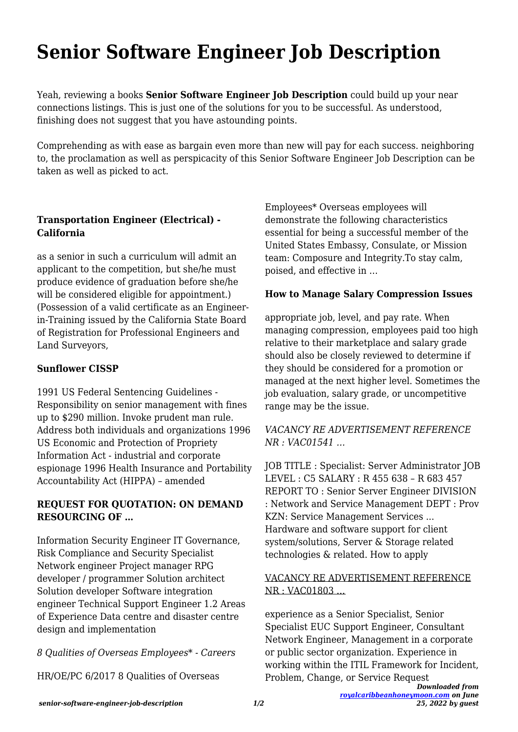# Senior Software Engineer Job Description

Yeah, reviewing a books **Senior Software Engineer Job Description** could build up your near connections listings. This is just one of the solutions for you to be successful. As understood, finishing does not suggest that you have astounding points.

Comprehending as with ease as bargain even more than new will pay for each success. neighboring to, the proclamation as well as perspicacity of this Senior Software Engineer Job Description can be taken as well as picked to act.

### Transportation Engineer (Electrical) - California

as a senior in such a curriculum will admit an applicant to the competition, but she/he must produce evidence of graduation before she/he will be considered eligible for appointment.) (Possession of a valid certificate as an Engineer-in-Training issued by the California State Board of Registration for Professional Engineers and Land Surveyors,

### Sunflower CISSP

1991 US Federal Sentencing Guidelines - Responsibility on senior management with fines up to $290 million. Invoke prudent man rule. Address both individuals and organizations 1996 US Economic and Protection of Propriety Information Act - industrial and corporate espionage 1996 Health Insurance and Portability Accountability Act (HIPPA) – amended

### REQUEST FOR QUOTATION: ON DEMAND RESOURCING OF …

Information Security Engineer IT Governance, Risk Compliance and Security Specialist Network engineer Project manager RPG developer / programmer Solution architect Solution developer Software integration engineer Technical Support Engineer 1.2 Areas of Experience Data centre and disaster centre design and implementation

*8 Qualities of Overseas Employees\* - Careers*

HR/OE/PC 6/2017 8 Qualities of Overseas Employees* Overseas employees will demonstrate the following characteristics essential for being a successful member of the United States Embassy, Consulate, or Mission team: Composure and Integrity.To stay calm, poised, and effective in …

### How to Manage Salary Compression Issues

appropriate job, level, and pay rate. When managing compression, employees paid too high relative to their marketplace and salary grade should also be closely reviewed to determine if they should be considered for a promotion or managed at the next higher level. Sometimes the job evaluation, salary grade, or uncompetitive range may be the issue.

*VACANCY RE ADVERTISEMENT REFERENCE NR : VAC01541 …*

JOB TITLE : Specialist: Server Administrator JOB LEVEL : C5 SALARY : R 455 638 – R 683 457 REPORT TO : Senior Server Engineer DIVISION : Network and Service Management DEPT : Prov KZN: Service Management Services ... Hardware and software support for client system/solutions, Server & Storage related technologies & related. How to apply

VACANCY RE ADVERTISEMENT REFERENCE NR : VAC01803 …

experience as a Senior Specialist, Senior Specialist EUC Support Engineer, Consultant Network Engineer, Management in a corporate or public sector organization. Experience in working within the ITIL Framework for Incident, Problem, Change, or Service Request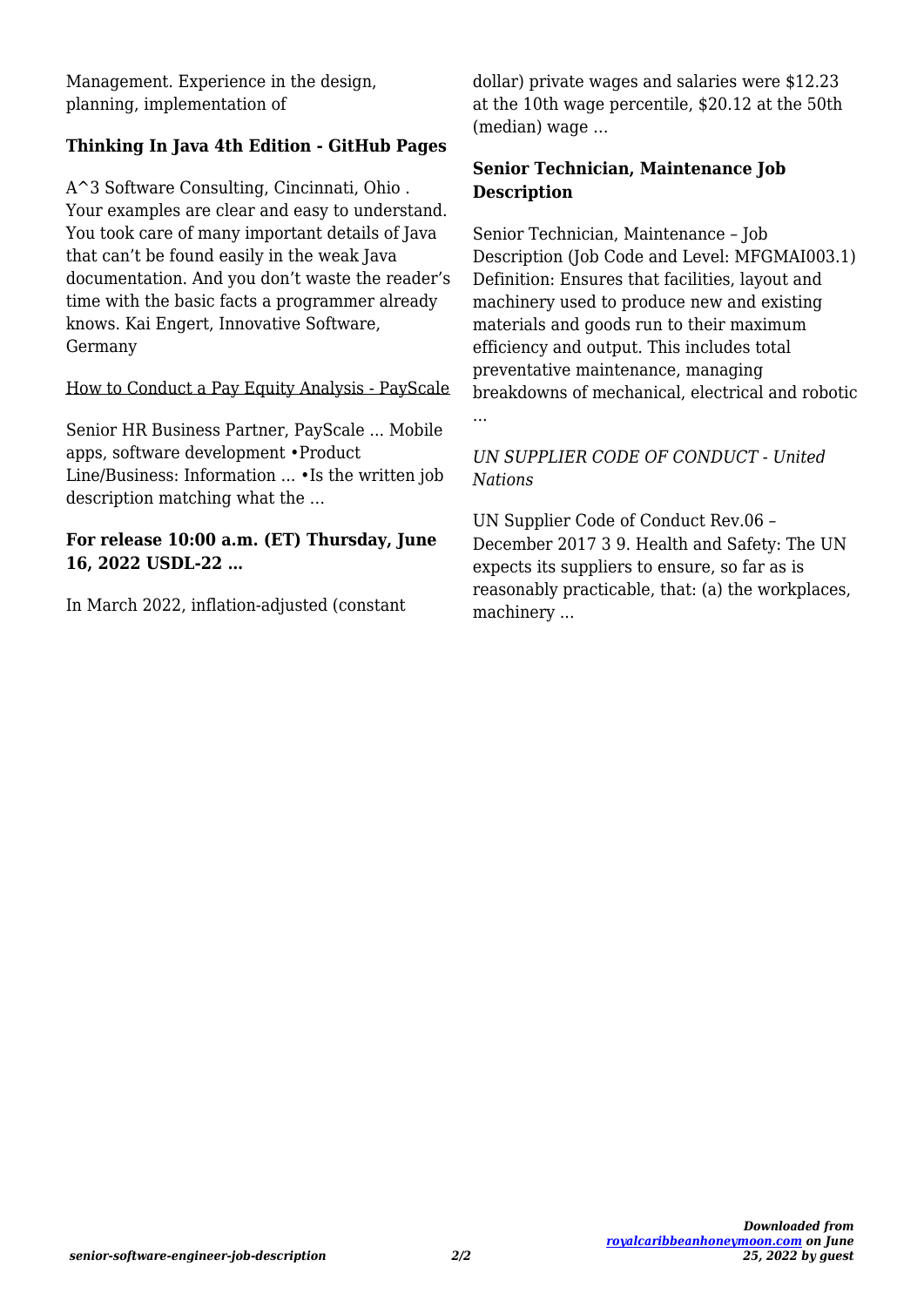Management. Experience in the design, planning, implementation of

**Thinking In Java 4th Edition - GitHub Pages**

A^3 Software Consulting, Cincinnati, Ohio . Your examples are clear and easy to understand. You took care of many important details of Java that can't be found easily in the weak Java documentation. And you don't waste the reader's time with the basic facts a programmer already knows. Kai Engert, Innovative Software, Germany

How to Conduct a Pay Equity Analysis - PayScale

Senior HR Business Partner, PayScale ... Mobile apps, software development •Product Line/Business: Information ... •Is the written job description matching what the …

**For release 10:00 a.m. (ET) Thursday, June 16, 2022 USDL-22 …**

In March 2022, inflation-adjusted (constant dollar) private wages and salaries were $12.23 at the 10th wage percentile, $20.12 at the 50th (median) wage …

**Senior Technician, Maintenance Job Description**

Senior Technician, Maintenance – Job Description (Job Code and Level: MFGMAI003.1) Definition: Ensures that facilities, layout and machinery used to produce new and existing materials and goods run to their maximum efficiency and output. This includes total preventative maintenance, managing breakdowns of mechanical, electrical and robotic …

*UN SUPPLIER CODE OF CONDUCT - United Nations*

UN Supplier Code of Conduct Rev.06 – December 2017 3 9. Health and Safety: The UN expects its suppliers to ensure, so far as is reasonably practicable, that: (a) the workplaces, machinery …